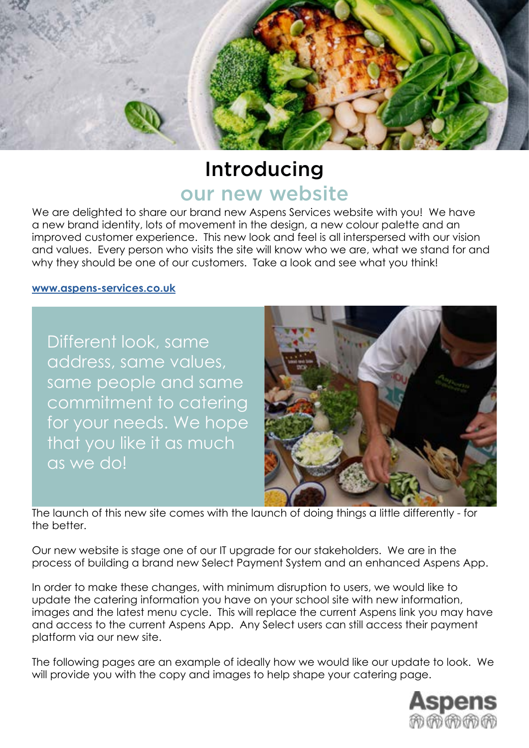# Introducing

## our new website

We are delighted to share our brand new Aspens Services website with you! We have a new brand identity, lots of movement in the design, a new colour palette and an improved customer experience. This new look and feel is all interspersed with our vision and values. Every person who visits the site will know who we are, what we stand for and why they should be one of our customers. Take a look and see what you think!

**www.aspens-services.co.uk**

Different look, same address, same values, same people and same commitment to catering for your needs. We hope that you like it as much as we do!

The launch of this new site comes with the launch of doing things a little differently - for the better.

Our new website is stage one of our IT upgrade for our stakeholders. We are in the process of building a brand new Select Payment System and an enhanced Aspens App.

In order to make these changes, with minimum disruption to users, we would like to update the catering information you have on your school site with new information, images and the latest menu cycle. This will replace the current Aspens link you may have and access to the current Aspens App. Any Select users can still access their payment platform via our new site.

The following pages are an example of ideally how we would like our update to look. We will provide you with the copy and images to help shape your catering page.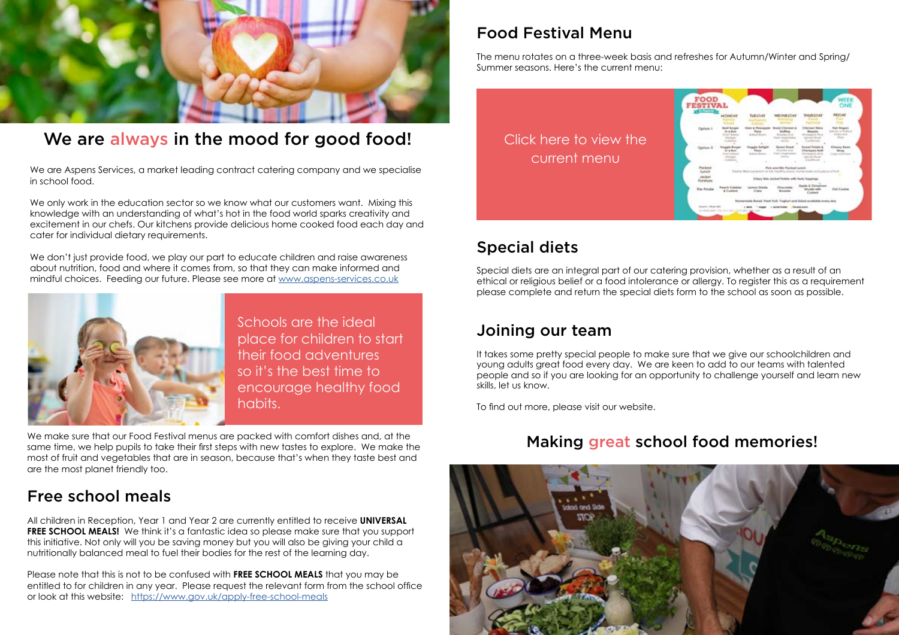# We are always in the mood for good food!

We are Aspens Services, a market leading contract catering company and we specialise in school food.

We only work in the education sector so we know what our customers want. Mixing this knowledge with an understanding of what's hot in the food world sparks creativity and excitement in our chefs. Our kitchens provide delicious home cooked food each day and cater for individual dietary requirements.

We don't just provide food, we play our part to educate children and raise awareness about nutrition, food and where it comes from, so that they can make informed and mindful choices. Feeding our future. Please see more at www.aspens-services.co.uk

Schools are the ideal place for children to start their food adventures so it's the best time to encourage healthy food habits.

We make sure that our Food Festival menus are packed with comfort dishes and, at the same time, we help pupils to take their first steps with new tastes to explore. We make the most of fruit and vegetables that are in season, because that's when they taste best and are the most planet friendly too.

## Free school meals

All children in Reception, Year 1 and Year 2 are currently entitled to receive **UNIVERSAL FREE SCHOOL MEALS!** We think it's a fantastic idea so please make sure that you support this initiative. Not only will you be saving money but you will also be giving your child a nutritionally balanced meal to fuel their bodies for the rest of the learning day.

Please note that this is not to be confused with **FREE SCHOOL MEALS** that you may be entitled to for children in any year. Please request the relevant form from the school office or look at this website: https://www.gov.uk/apply-free-school-meals

## Food Festival Menu

The menu rotates on a three-week basis and refreshes for Autumn/Winter and Spring/Summer seasons. Here's the current menu:

Click here to view the current menu

## Special diets

Special diets are an integral part of our catering provision, whether as a result of an ethical or religious belief or a food intolerance or allergy. To register this as a requirement please complete and return the special diets form to the school as soon as possible.

## Joining our team

It takes some pretty special people to make sure that we give our schoolchildren and young adults great food every day. We are keen to add to our teams with talented people and so if you are looking for an opportunity to challenge yourself and learn new skills, let us know.

To find out more, please visit our website.

# Making great school food memories!